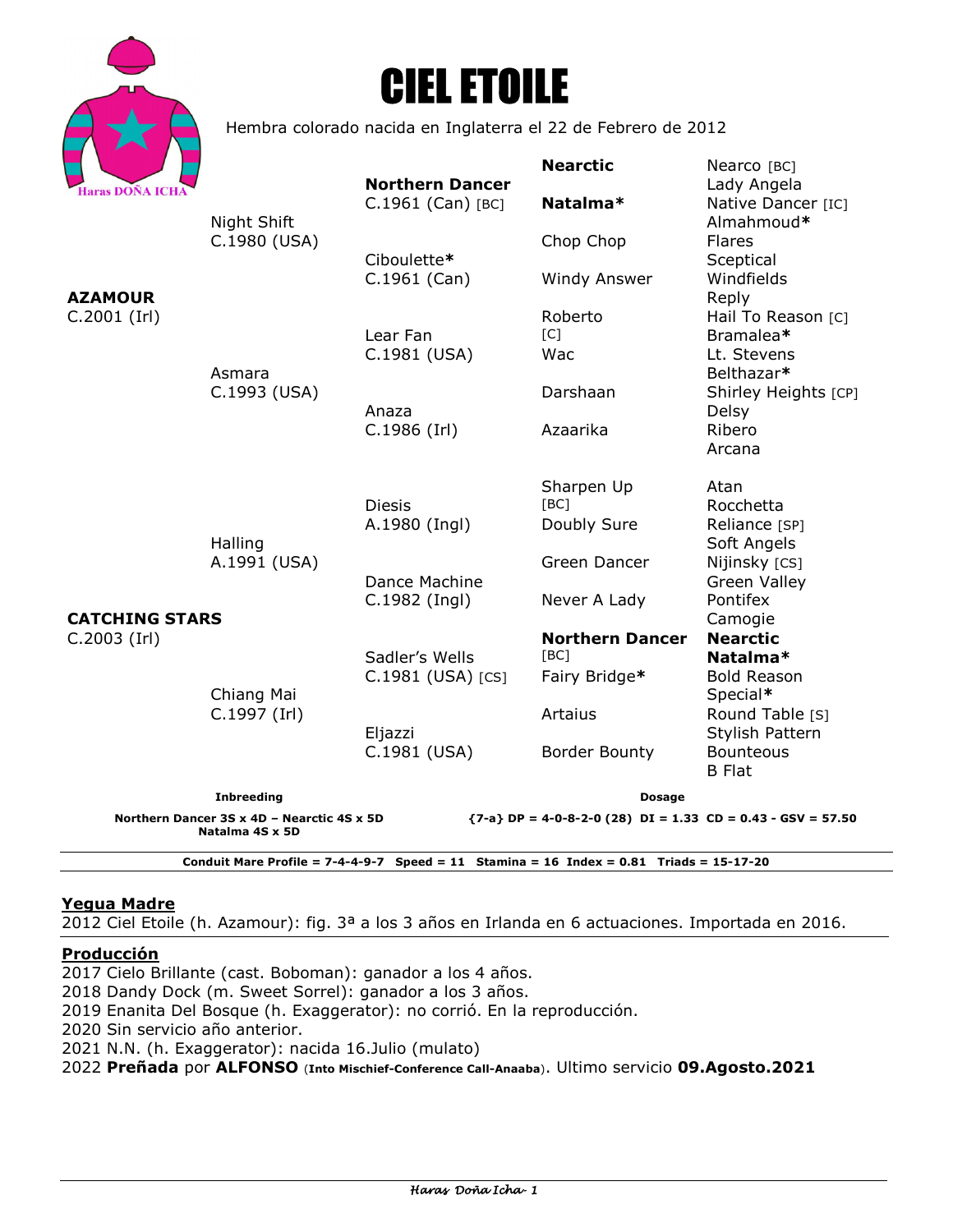Haras DOÑA ICHA

# CIEL ETOILE

Hembra colorado nacida en Inglaterra el 22 de Febrero de 2012

| | | | | |
|---|---|---|---|---|
| **AZAMOUR** C.2001 (Irl) | Night Shift C.1980 (USA) | **Northern Dancer** C.1961 (Can) [BC] | **Nearctic** | Nearco [BC] |
| | | | | Lady Angela |
| | | | **Natalma*** | Native Dancer [IC] |
| | | | | Almahmoud* |
| | | Ciboulette* C.1961 (Can) | Chop Chop | Flares |
| | | | | Sceptical |
| | | | Windy Answer | Windfields |
| | | | | Reply |
| | Asmara C.1993 (USA) | Lear Fan C.1981 (USA) | Roberto [C] | Hail To Reason [C] |
| | | | | Bramalea* |
| | | | Wac | Lt. Stevens |
| | | | | Belthazar* |
| | | Anaza C.1986 (Irl) | Darshaan | Shirley Heights [CP] |
| | | | | Delsy |
| | | | Azaarika | Ribero |
| | | | | Arcana |
| **CATCHING STARS** C.2003 (Irl) | Halling A.1991 (USA) | Diesis A.1980 (Ingl) | Sharpen Up [BC] | Atan |
| | | | | Rocchetta |
| | | | Doubly Sure | Reliance [SP] |
| | | | | Soft Angels |
| | | Dance Machine C.1982 (Ingl) | Green Dancer | Nijinsky [CS] |
| | | | | Green Valley |
| | | | Never A Lady | Pontifex |
| | | | | Camogie |
| | Chiang Mai C.1997 (Irl) | Sadler's Wells C.1981 (USA) [CS] | **Northern Dancer** [BC] | **Nearctic** |
| | | | | **Natalma*** |
| | | | Fairy Bridge* | Bold Reason |
| | | | | Special* |
| | | Eljazzi C.1981 (USA) | Artaius | Round Table [S] |
| | | | | Stylish Pattern |
| | | | Border Bounty | Bounteous |
| | | | | B Flat |

**Inbreeding**

**Northern Dancer 3S x 4D – Nearctic 4S x 5D**
**Natalma 4S x 5D**

**Dosage**

**{7-a} DP = 4-0-8-2-0 (28) DI = 1.33 CD = 0.43 - GSV = 57.50**

**Conduit Mare Profile = 7-4-4-9-7 Speed = 11 Stamina = 16 Index = 0.81 Triads = 15-17-20**

## Yegua Madre

2012 Ciel Etoile (h. Azamour): fig. 3ª a los 3 años en Irlanda en 6 actuaciones. Importada en 2016.

## Producción

2017 Cielo Brillante (cast. Boboman): ganador a los 4 años.
2018 Dandy Dock (m. Sweet Sorrel): ganador a los 3 años.
2019 Enanita Del Bosque (h. Exaggerator): no corrió. En la reproducción.
2020 Sin servicio año anterior.
2021 N.N. (h. Exaggerator): nacida 16.Julio (mulato)
2022 **Preñada** por **ALFONSO** (**Into Mischief-Conference Call-Anaaba**). Ultimo servicio **09.Agosto.2021**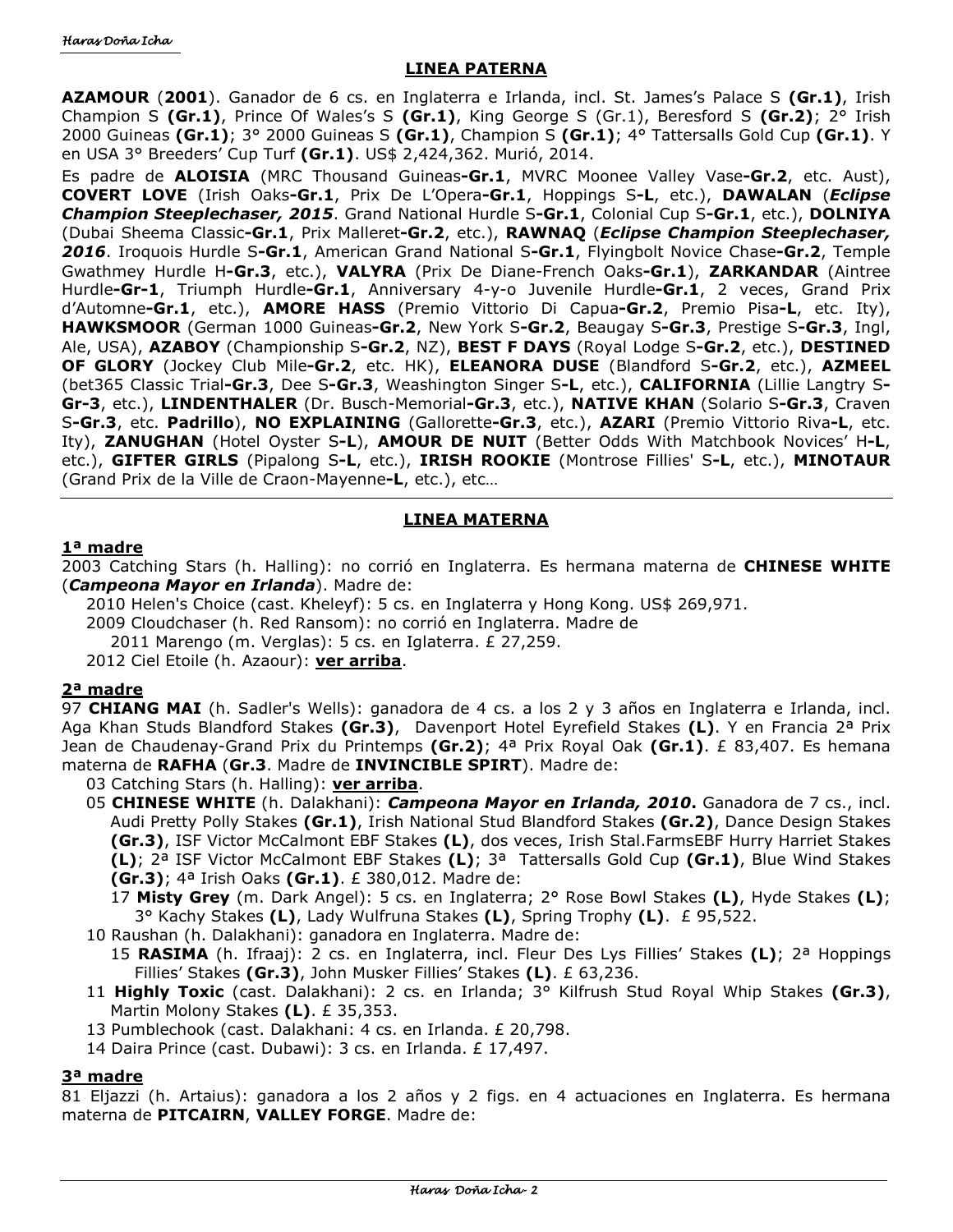## LINEA PATERNA

**AZAMOUR** (**2001**). Ganador de 6 cs. en Inglaterra e Irlanda, incl. St. James's Palace S **(Gr.1)**, Irish Champion S **(Gr.1)**, Prince Of Wales's S **(Gr.1)**, King George S (Gr.1), Beresford S **(Gr.2)**; 2° Irish 2000 Guineas **(Gr.1)**; 3° 2000 Guineas S **(Gr.1)**, Champion S **(Gr.1)**; 4° Tattersalls Gold Cup **(Gr.1)**. Y en USA 3° Breeders' Cup Turf **(Gr.1)**. US$ 2,424,362. Murió, 2014.

Es padre de **ALOISIA** (MRC Thousand Guineas**-Gr.1**, MVRC Moonee Valley Vase**-Gr.2**, etc. Aust), **COVERT LOVE** (Irish Oaks**-Gr.1**, Prix De L'Opera**-Gr.1**, Hoppings S**-L**, etc.), **DAWALAN** (***Eclipse Champion Steeplechaser, 2015***. Grand National Hurdle S**-Gr.1**, Colonial Cup S**-Gr.1**, etc.), **DOLNIYA** (Dubai Sheema Classic**-Gr.1**, Prix Malleret**-Gr.2**, etc.), **RAWNAQ** (***Eclipse Champion Steeplechaser, 2016***. Iroquois Hurdle S**-Gr.1**, American Grand National S**-Gr.1**, Flyingbolt Novice Chase**-Gr.2**, Temple Gwathmey Hurdle H**-Gr.3**, etc.), **VALYRA** (Prix De Diane-French Oaks**-Gr.1**), **ZARKANDAR** (Aintree Hurdle**-Gr-1**, Triumph Hurdle**-Gr.1**, Anniversary 4-y-o Juvenile Hurdle**-Gr.1**, 2 veces, Grand Prix d'Automne**-Gr.1**, etc.), **AMORE HASS** (Premio Vittorio Di Capua**-Gr.2**, Premio Pisa**-L**, etc. Ity), **HAWKSMOOR** (German 1000 Guineas**-Gr.2**, New York S**-Gr.2**, Beaugay S**-Gr.3**, Prestige S**-Gr.3**, Ingl, Ale, USA), **AZABOY** (Championship S**-Gr.2**, NZ), **BEST F DAYS** (Royal Lodge S**-Gr.2**, etc.), **DESTINED OF GLORY** (Jockey Club Mile**-Gr.2**, etc. HK), **ELEANORA DUSE** (Blandford S**-Gr.2**, etc.), **AZMEEL** (bet365 Classic Trial**-Gr.3**, Dee S**-Gr.3**, Weashington Singer S**-L**, etc.), **CALIFORNIA** (Lillie Langtry S**-Gr-3**, etc.), **LINDENTHALER** (Dr. Busch-Memorial**-Gr.3**, etc.), **NATIVE KHAN** (Solario S**-Gr.3**, Craven S**-Gr.3**, etc. **Padrillo**), **NO EXPLAINING** (Gallorette**-Gr.3**, etc.), **AZARI** (Premio Vittorio Riva**-L**, etc. Ity), **ZANUGHAN** (Hotel Oyster S**-L**), **AMOUR DE NUIT** (Better Odds With Matchbook Novices' H**-L**, etc.), **GIFTER GIRLS** (Pipalong S**-L**, etc.), **IRISH ROOKIE** (Montrose Fillies' S**-L**, etc.), **MINOTAUR** (Grand Prix de la Ville de Craon-Mayenne**-L**, etc.), etc…

## LINEA MATERNA

### 1ª madre

2003 Catching Stars (h. Halling): no corrió en Inglaterra. Es hermana materna de **CHINESE WHITE** (***Campeona Mayor en Irlanda***). Madre de:

- 2010 Helen's Choice (cast. Kheleyf): 5 cs. en Inglaterra y Hong Kong. US$ 269,971.
- 2009 Cloudchaser (h. Red Ransom): no corrió en Inglaterra. Madre de
  - 2011 Marengo (m. Verglas): 5 cs. en Iglaterra. £ 27,259.
- 2012 Ciel Etoile (h. Azaour): **ver arriba**.

### 2ª madre

97 **CHIANG MAI** (h. Sadler's Wells): ganadora de 4 cs. a los 2 y 3 años en Inglaterra e Irlanda, incl. Aga Khan Studs Blandford Stakes **(Gr.3)**, Davenport Hotel Eyrefield Stakes **(L)**. Y en Francia 2ª Prix Jean de Chaudenay-Grand Prix du Printemps **(Gr.2)**; 4ª Prix Royal Oak **(Gr.1)**. £ 83,407. Es hemana materna de **RAFHA** (**Gr.3**. Madre de **INVINCIBLE SPIRT**). Madre de:

- 03 Catching Stars (h. Halling): **ver arriba**.
- 05 **CHINESE WHITE** (h. Dalakhani): ***Campeona Mayor en Irlanda, 2010*.** Ganadora de 7 cs., incl. Audi Pretty Polly Stakes **(Gr.1)**, Irish National Stud Blandford Stakes **(Gr.2)**, Dance Design Stakes **(Gr.3)**, ISF Victor McCalmont EBF Stakes **(L)**, dos veces, Irish Stal.FarmsEBF Hurry Harriet Stakes **(L)**; 2ª ISF Victor McCalmont EBF Stakes **(L)**; 3ª Tattersalls Gold Cup **(Gr.1)**, Blue Wind Stakes **(Gr.3)**; 4ª Irish Oaks **(Gr.1)**. £ 380,012. Madre de:
  - 17 **Misty Grey** (m. Dark Angel): 5 cs. en Inglaterra; 2° Rose Bowl Stakes **(L)**, Hyde Stakes **(L)**; 3° Kachy Stakes **(L)**, Lady Wulfruna Stakes **(L)**, Spring Trophy **(L)**. £ 95,522.
- 10 Raushan (h. Dalakhani): ganadora en Inglaterra. Madre de:
  - 15 **RASIMA** (h. Ifraaj): 2 cs. en Inglaterra, incl. Fleur Des Lys Fillies' Stakes **(L)**; 2ª Hoppings Fillies' Stakes **(Gr.3)**, John Musker Fillies' Stakes **(L)**. £ 63,236.
- 11 **Highly Toxic** (cast. Dalakhani): 2 cs. en Irlanda; 3° Kilfrush Stud Royal Whip Stakes **(Gr.3)**, Martin Molony Stakes **(L)**. £ 35,353.
- 13 Pumblechook (cast. Dalakhani: 4 cs. en Irlanda. £ 20,798.
- 14 Daira Prince (cast. Dubawi): 3 cs. en Irlanda. £ 17,497.

### 3ª madre

81 Eljazzi (h. Artaius): ganadora a los 2 años y 2 figs. en 4 actuaciones en Inglaterra. Es hermana materna de **PITCAIRN**, **VALLEY FORGE**. Madre de: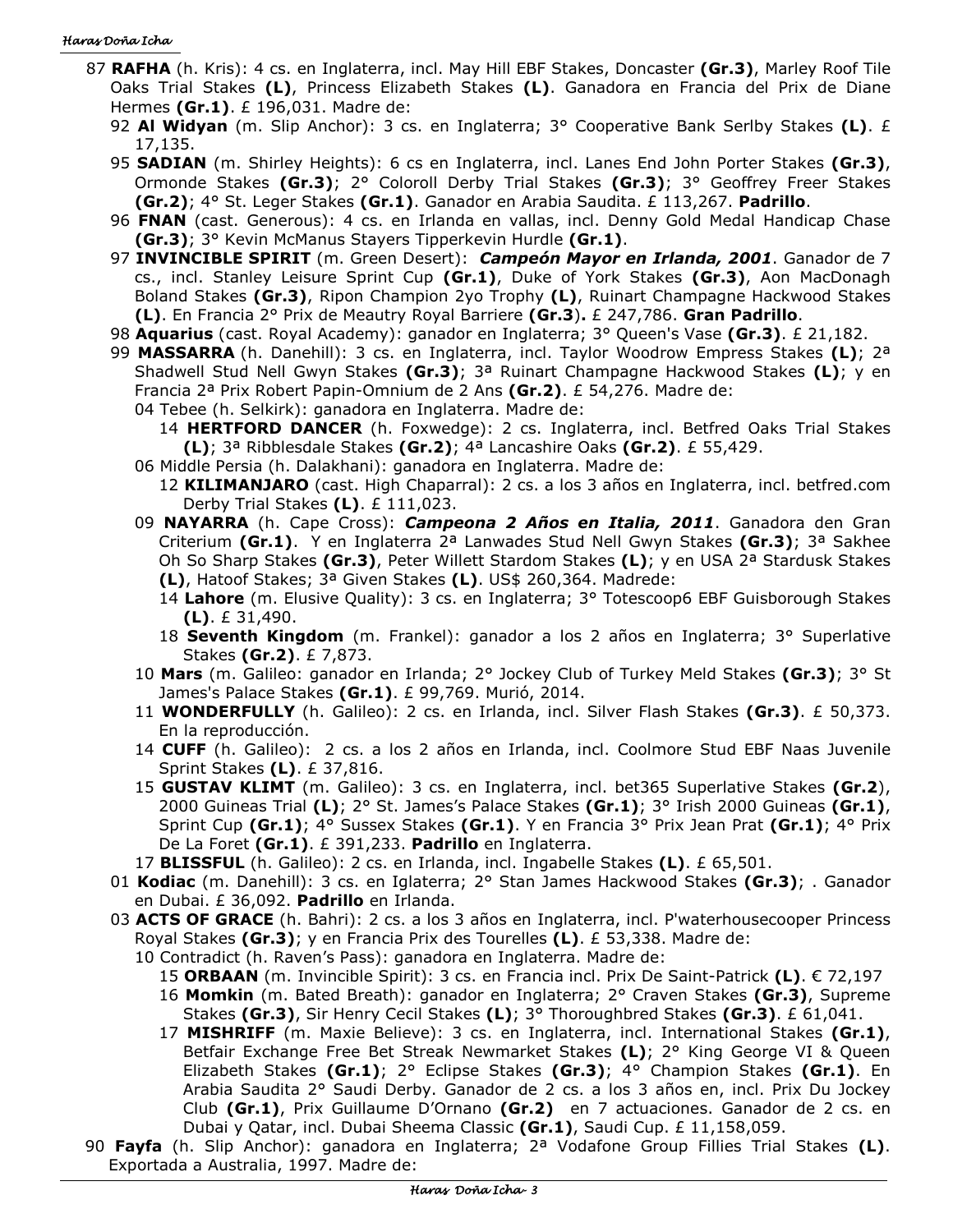87 **RAFHA** (h. Kris): 4 cs. en Inglaterra, incl. May Hill EBF Stakes, Doncaster **(Gr.3)**, Marley Roof Tile Oaks Trial Stakes **(L)**, Princess Elizabeth Stakes **(L)**. Ganadora en Francia del Prix de Diane Hermes **(Gr.1)**. £ 196,031. Madre de:

- 92 **Al Widyan** (m. Slip Anchor): 3 cs. en Inglaterra; 3° Cooperative Bank Serlby Stakes **(L)**. £ 17,135.
- 95 **SADIAN** (m. Shirley Heights): 6 cs en Inglaterra, incl. Lanes End John Porter Stakes **(Gr.3)**, Ormonde Stakes **(Gr.3)**; 2° Coloroll Derby Trial Stakes **(Gr.3)**; 3° Geoffrey Freer Stakes **(Gr.2)**; 4° St. Leger Stakes **(Gr.1)**. Ganador en Arabia Saudita. £ 113,267. **Padrillo**.
- 96 **FNAN** (cast. Generous): 4 cs. en Irlanda en vallas, incl. Denny Gold Medal Handicap Chase **(Gr.3)**; 3° Kevin McManus Stayers Tipperkevin Hurdle **(Gr.1)**.
- 97 **INVINCIBLE SPIRIT** (m. Green Desert): ***Campeón Mayor en Irlanda, 2001***. Ganador de 7 cs., incl. Stanley Leisure Sprint Cup **(Gr.1)**, Duke of York Stakes **(Gr.3)**, Aon MacDonagh Boland Stakes **(Gr.3)**, Ripon Champion 2yo Trophy **(L)**, Ruinart Champagne Hackwood Stakes **(L)**. En Francia 2° Prix de Meautry Royal Barriere **(Gr.3).** £ 247,786. **Gran Padrillo**.
- 98 **Aquarius** (cast. Royal Academy): ganador en Inglaterra; 3° Queen's Vase **(Gr.3)**. £ 21,182.
- 99 **MASSARRA** (h. Danehill): 3 cs. en Inglaterra, incl. Taylor Woodrow Empress Stakes **(L)**; 2ª Shadwell Stud Nell Gwyn Stakes **(Gr.3)**; 3ª Ruinart Champagne Hackwood Stakes **(L)**; y en Francia 2ª Prix Robert Papin-Omnium de 2 Ans **(Gr.2)**. £ 54,276. Madre de:
  - 04 Tebee (h. Selkirk): ganadora en Inglaterra. Madre de:
    - 14 **HERTFORD DANCER** (h. Foxwedge): 2 cs. Inglaterra, incl. Betfred Oaks Trial Stakes **(L)**; 3ª Ribblesdale Stakes **(Gr.2)**; 4ª Lancashire Oaks **(Gr.2)**. £ 55,429.
  - 06 Middle Persia (h. Dalakhani): ganadora en Inglaterra. Madre de:
    - 12 **KILIMANJARO** (cast. High Chaparral): 2 cs. a los 3 años en Inglaterra, incl. betfred.com Derby Trial Stakes **(L)**. £ 111,023.
  - 09 **NAYARRA** (h. Cape Cross): ***Campeona 2 Años en Italia, 2011***. Ganadora den Gran Criterium **(Gr.1)**. Y en Inglaterra 2ª Lanwades Stud Nell Gwyn Stakes **(Gr.3)**; 3ª Sakhee Oh So Sharp Stakes **(Gr.3)**, Peter Willett Stardom Stakes **(L)**; y en USA 2ª Stardusk Stakes **(L)**, Hatoof Stakes; 3ª Given Stakes **(L)**. US$ 260,364. Madrede:
    - 14 **Lahore** (m. Elusive Quality): 3 cs. en Inglaterra; 3° Totescoop6 EBF Guisborough Stakes **(L)**. £ 31,490.
    - 18 **Seventh Kingdom** (m. Frankel): ganador a los 2 años en Inglaterra; 3° Superlative Stakes **(Gr.2)**. £ 7,873.
  - 10 **Mars** (m. Galileo: ganador en Irlanda; 2° Jockey Club of Turkey Meld Stakes **(Gr.3)**; 3° St James's Palace Stakes **(Gr.1)**. £ 99,769. Murió, 2014.
  - 11 **WONDERFULLY** (h. Galileo): 2 cs. en Irlanda, incl. Silver Flash Stakes **(Gr.3)**. £ 50,373. En la reproducción.
  - 14 **CUFF** (h. Galileo): 2 cs. a los 2 años en Irlanda, incl. Coolmore Stud EBF Naas Juvenile Sprint Stakes **(L)**. £ 37,816.
  - 15 **GUSTAV KLIMT** (m. Galileo): 3 cs. en Inglaterra, incl. bet365 Superlative Stakes **(Gr.2**), 2000 Guineas Trial **(L)**; 2° St. James's Palace Stakes **(Gr.1)**; 3° Irish 2000 Guineas **(Gr.1)**, Sprint Cup **(Gr.1)**; 4° Sussex Stakes **(Gr.1)**. Y en Francia 3° Prix Jean Prat **(Gr.1)**; 4° Prix De La Foret **(Gr.1)**. £ 391,233. **Padrillo** en Inglaterra.
  - 17 **BLISSFUL** (h. Galileo): 2 cs. en Irlanda, incl. Ingabelle Stakes **(L)**. £ 65,501.
- 01 **Kodiac** (m. Danehill): 3 cs. en Iglaterra; 2° Stan James Hackwood Stakes **(Gr.3)**; . Ganador en Dubai. £ 36,092. **Padrillo** en Irlanda.
- 03 **ACTS OF GRACE** (h. Bahri): 2 cs. a los 3 años en Inglaterra, incl. P'waterhousecooper Princess Royal Stakes **(Gr.3)**; y en Francia Prix des Tourelles **(L)**. £ 53,338. Madre de:
  - 10 Contradict (h. Raven's Pass): ganadora en Inglaterra. Madre de:
    - 15 **ORBAAN** (m. Invincible Spirit): 3 cs. en Francia incl. Prix De Saint-Patrick **(L)**. € 72,197
    - 16 **Momkin** (m. Bated Breath): ganador en Inglaterra; 2° Craven Stakes **(Gr.3)**, Supreme Stakes **(Gr.3)**, Sir Henry Cecil Stakes **(L)**; 3° Thoroughbred Stakes **(Gr.3)**. £ 61,041.
    - 17 **MISHRIFF** (m. Maxie Believe): 3 cs. en Inglaterra, incl. International Stakes **(Gr.1)**, Betfair Exchange Free Bet Streak Newmarket Stakes **(L)**; 2° King George VI & Queen Elizabeth Stakes **(Gr.1)**; 2° Eclipse Stakes **(Gr.3)**; 4° Champion Stakes **(Gr.1)**. En Arabia Saudita 2° Saudi Derby. Ganador de 2 cs. a los 3 años en, incl. Prix Du Jockey Club **(Gr.1)**, Prix Guillaume D'Ornano **(Gr.2)** en 7 actuaciones. Ganador de 2 cs. en Dubai y Qatar, incl. Dubai Sheema Classic **(Gr.1)**, Saudi Cup. £ 11,158,059.

90 **Fayfa** (h. Slip Anchor): ganadora en Inglaterra; 2ª Vodafone Group Fillies Trial Stakes **(L)**. Exportada a Australia, 1997. Madre de: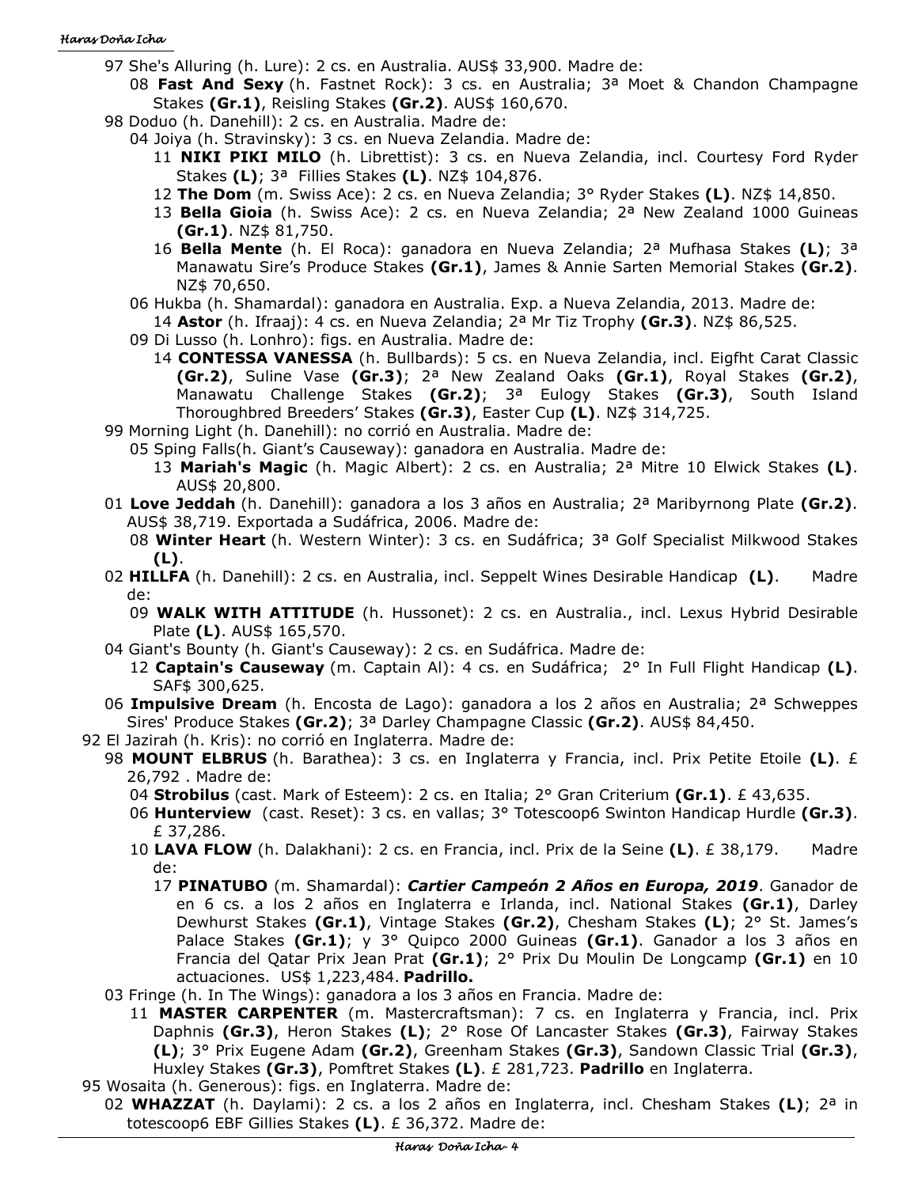97 She's Alluring (h. Lure): 2 cs. en Australia. AUS$ 33,900. Madre de:

08 **Fast And Sexy** (h. Fastnet Rock): 3 cs. en Australia; 3ª Moet & Chandon Champagne Stakes **(Gr.1)**, Reisling Stakes **(Gr.2)**. AUS$ 160,670.

98 Doduo (h. Danehill): 2 cs. en Australia. Madre de:

04 Joiya (h. Stravinsky): 3 cs. en Nueva Zelandia. Madre de:

11 **NIKI PIKI MILO** (h. Librettist): 3 cs. en Nueva Zelandia, incl. Courtesy Ford Ryder Stakes **(L)**; 3ª Fillies Stakes **(L)**. NZ$ 104,876.

12 **The Dom** (m. Swiss Ace): 2 cs. en Nueva Zelandia; 3° Ryder Stakes **(L)**. NZ$ 14,850.

13 **Bella Gioia** (h. Swiss Ace): 2 cs. en Nueva Zelandia; 2ª New Zealand 1000 Guineas **(Gr.1)**. NZ$ 81,750.

16 **Bella Mente** (h. El Roca): ganadora en Nueva Zelandia; 2ª Mufhasa Stakes **(L)**; 3ª Manawatu Sire's Produce Stakes **(Gr.1)**, James & Annie Sarten Memorial Stakes **(Gr.2)**. NZ$ 70,650.

06 Hukba (h. Shamardal): ganadora en Australia. Exp. a Nueva Zelandia, 2013. Madre de:

14 **Astor** (h. Ifraaj): 4 cs. en Nueva Zelandia; 2ª Mr Tiz Trophy **(Gr.3)**. NZ$ 86,525.

09 Di Lusso (h. Lonhro): figs. en Australia. Madre de:

14 **CONTESSA VANESSA** (h. Bullbards): 5 cs. en Nueva Zelandia, incl. Eigfht Carat Classic **(Gr.2)**, Suline Vase **(Gr.3)**; 2ª New Zealand Oaks **(Gr.1)**, Royal Stakes **(Gr.2)**, Manawatu Challenge Stakes **(Gr.2)**; 3ª Eulogy Stakes **(Gr.3)**, South Island Thoroughbred Breeders' Stakes **(Gr.3)**, Easter Cup **(L)**. NZ$ 314,725.

99 Morning Light (h. Danehill): no corrió en Australia. Madre de:

05 Sping Falls(h. Giant's Causeway): ganadora en Australia. Madre de:

13 **Mariah's Magic** (h. Magic Albert): 2 cs. en Australia; 2ª Mitre 10 Elwick Stakes **(L)**. AUS$ 20,800.

01 **Love Jeddah** (h. Danehill): ganadora a los 3 años en Australia; 2ª Maribyrnong Plate **(Gr.2)**. AUS$ 38,719. Exportada a Sudáfrica, 2006. Madre de:

08 **Winter Heart** (h. Western Winter): 3 cs. en Sudáfrica; 3ª Golf Specialist Milkwood Stakes **(L)**.

02 **HILLFA** (h. Danehill): 2 cs. en Australia, incl. Seppelt Wines Desirable Handicap **(L)**. Madre de:

09 **WALK WITH ATTITUDE** (h. Hussonet): 2 cs. en Australia., incl. Lexus Hybrid Desirable Plate **(L)**. AUS$ 165,570.

04 Giant's Bounty (h. Giant's Causeway): 2 cs. en Sudáfrica. Madre de:

12 **Captain's Causeway** (m. Captain Al): 4 cs. en Sudáfrica; 2° In Full Flight Handicap **(L)**. SAF$ 300,625.

06 **Impulsive Dream** (h. Encosta de Lago): ganadora a los 2 años en Australia; 2ª Schweppes Sires' Produce Stakes **(Gr.2)**; 3ª Darley Champagne Classic **(Gr.2)**. AUS$ 84,450.

92 El Jazirah (h. Kris): no corrió en Inglaterra. Madre de:

98 **MOUNT ELBRUS** (h. Barathea): 3 cs. en Inglaterra y Francia, incl. Prix Petite Etoile **(L)**. £ 26,792 . Madre de:

04 **Strobilus** (cast. Mark of Esteem): 2 cs. en Italia; 2° Gran Criterium **(Gr.1)**. £ 43,635.

06 **Hunterview** (cast. Reset): 3 cs. en vallas; 3° Totescoop6 Swinton Handicap Hurdle **(Gr.3)**. £ 37,286.

10 **LAVA FLOW** (h. Dalakhani): 2 cs. en Francia, incl. Prix de la Seine **(L)**. £ 38,179. Madre de:

17 **PINATUBO** (m. Shamardal): ***Cartier Campeón 2 Años en Europa, 2019***. Ganador de en 6 cs. a los 2 años en Inglaterra e Irlanda, incl. National Stakes **(Gr.1)**, Darley Dewhurst Stakes **(Gr.1)**, Vintage Stakes **(Gr.2)**, Chesham Stakes **(L)**; 2° St. James's Palace Stakes **(Gr.1)**; y 3° Quipco 2000 Guineas **(Gr.1)**. Ganador a los 3 años en Francia del Qatar Prix Jean Prat **(Gr.1)**; 2° Prix Du Moulin De Longcamp **(Gr.1)** en 10 actuaciones. US$ 1,223,484. **Padrillo.**

03 Fringe (h. In The Wings): ganadora a los 3 años en Francia. Madre de:

11 **MASTER CARPENTER** (m. Mastercraftsman): 7 cs. en Inglaterra y Francia, incl. Prix Daphnis **(Gr.3)**, Heron Stakes **(L)**; 2° Rose Of Lancaster Stakes **(Gr.3)**, Fairway Stakes **(L)**; 3° Prix Eugene Adam **(Gr.2)**, Greenham Stakes **(Gr.3)**, Sandown Classic Trial **(Gr.3)**, Huxley Stakes **(Gr.3)**, Pomftret Stakes **(L)**. £ 281,723. **Padrillo** en Inglaterra.

95 Wosaita (h. Generous): figs. en Inglaterra. Madre de:

02 **WHAZZAT** (h. Daylami): 2 cs. a los 2 años en Inglaterra, incl. Chesham Stakes **(L)**; 2ª in totescoop6 EBF Gillies Stakes **(L)**. £ 36,372. Madre de: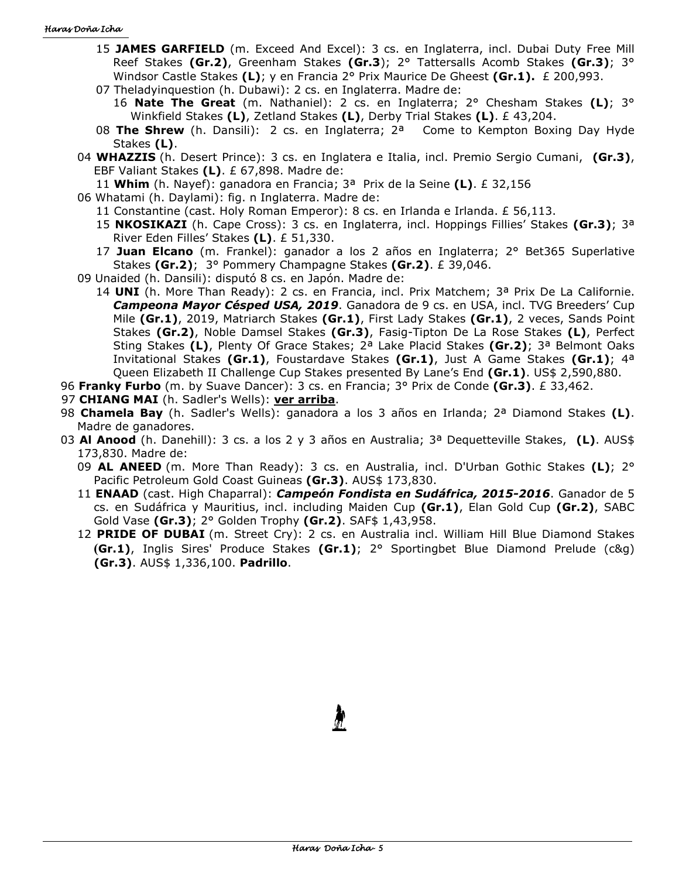15 **JAMES GARFIELD** (m. Exceed And Excel): 3 cs. en Inglaterra, incl. Dubai Duty Free Mill Reef Stakes **(Gr.2)**, Greenham Stakes **(Gr.3**); 2° Tattersalls Acomb Stakes **(Gr.3)**; 3° Windsor Castle Stakes **(L)**; y en Francia 2° Prix Maurice De Gheest **(Gr.1).** £ 200,993.

07 Theladyinquestion (h. Dubawi): 2 cs. en Inglaterra. Madre de:

16 **Nate The Great** (m. Nathaniel): 2 cs. en Inglaterra; 2° Chesham Stakes **(L)**; 3° Winkfield Stakes **(L)**, Zetland Stakes **(L)**, Derby Trial Stakes **(L)**. £ 43,204.

08 **The Shrew** (h. Dansili): 2 cs. en Inglaterra; 2ª Come to Kempton Boxing Day Hyde Stakes **(L)**.

04 **WHAZZIS** (h. Desert Prince): 3 cs. en Inglatera e Italia, incl. Premio Sergio Cumani, **(Gr.3)**, EBF Valiant Stakes **(L)**. £ 67,898. Madre de:

11 **Whim** (h. Nayef): ganadora en Francia; 3ª Prix de la Seine **(L)**. £ 32,156

06 Whatami (h. Daylami): fig. n Inglaterra. Madre de:

11 Constantine (cast. Holy Roman Emperor): 8 cs. en Irlanda e Irlanda. £ 56,113.

15 **NKOSIKAZI** (h. Cape Cross): 3 cs. en Inglaterra, incl. Hoppings Fillies' Stakes **(Gr.3)**; 3ª River Eden Filles' Stakes **(L)**. £ 51,330.

17 **Juan Elcano** (m. Frankel): ganador a los 2 años en Inglaterra; 2° Bet365 Superlative Stakes **(Gr.2)**; 3° Pommery Champagne Stakes **(Gr.2)**. £ 39,046.

09 Unaided (h. Dansili): disputó 8 cs. en Japón. Madre de:

14 **UNI** (h. More Than Ready): 2 cs. en Francia, incl. Prix Matchem; 3ª Prix De La Californie. ***Campeona Mayor Césped USA, 2019***. Ganadora de 9 cs. en USA, incl. TVG Breeders' Cup Mile **(Gr.1)**, 2019, Matriarch Stakes **(Gr.1)**, First Lady Stakes **(Gr.1)**, 2 veces, Sands Point Stakes **(Gr.2)**, Noble Damsel Stakes **(Gr.3)**, Fasig-Tipton De La Rose Stakes **(L)**, Perfect Sting Stakes **(L)**, Plenty Of Grace Stakes; 2ª Lake Placid Stakes **(Gr.2)**; 3ª Belmont Oaks Invitational Stakes **(Gr.1)**, Foustardave Stakes **(Gr.1)**, Just A Game Stakes **(Gr.1)**; 4ª Queen Elizabeth II Challenge Cup Stakes presented By Lane's End **(Gr.1)**. US$ 2,590,880.

96 **Franky Furbo** (m. by Suave Dancer): 3 cs. en Francia; 3° Prix de Conde **(Gr.3)**. £ 33,462.

97 **CHIANG MAI** (h. Sadler's Wells): **ver arriba**.

98 **Chamela Bay** (h. Sadler's Wells): ganadora a los 3 años en Irlanda; 2ª Diamond Stakes **(L)**. Madre de ganadores.

03 **Al Anood** (h. Danehill): 3 cs. a los 2 y 3 años en Australia; 3ª Dequetteville Stakes, **(L)**. AUS$ 173,830. Madre de:

09 **AL ANEED** (m. More Than Ready): 3 cs. en Australia, incl. D'Urban Gothic Stakes **(L)**; 2° Pacific Petroleum Gold Coast Guineas **(Gr.3)**. AUS$ 173,830.

11 **ENAAD** (cast. High Chaparral): ***Campeón Fondista en Sudáfrica, 2015-2016***. Ganador de 5 cs. en Sudáfrica y Mauritius, incl. including Maiden Cup **(Gr.1)**, Elan Gold Cup **(Gr.2)**, SABC Gold Vase **(Gr.3)**; 2° Golden Trophy **(Gr.2)**. SAF$ 1,43,958.

12 **PRIDE OF DUBAI** (m. Street Cry): 2 cs. en Australia incl. William Hill Blue Diamond Stakes **(Gr.1)**, Inglis Sires' Produce Stakes **(Gr.1)**; 2° Sportingbet Blue Diamond Prelude (c&g) **(Gr.3)**. AUS$ 1,336,100. **Padrillo**.